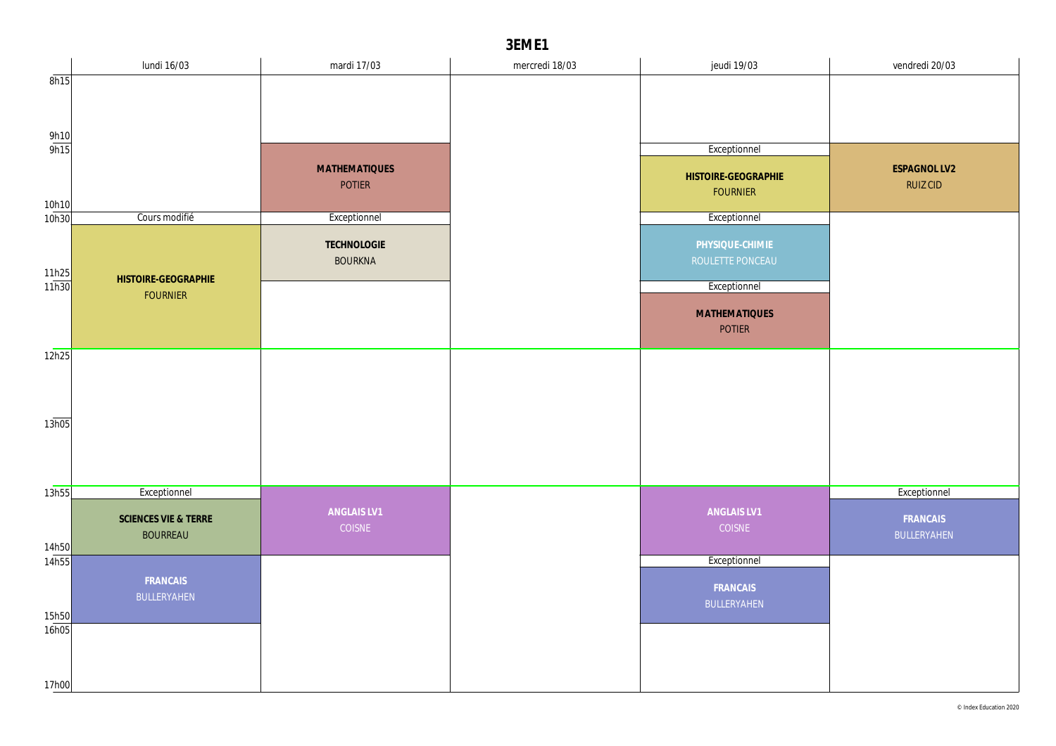# 3EME1

| | lundi 16/03 | mardi 17/03 | mercredi 18/03 | jeudi 19/03 | vendredi 20/03 |
|---|---|---|---|---|---|
| 8h15 - 9h10 | | | | | |
| 9h15 - 10h10 | | **MATHEMATIQUES** POTIER | | Exceptionnel **HISTOIRE-GEOGRAPHIE** FOURNIER | **ESPAGNOL LV2** RUIZ CID |
| 10h30 - 11h25 | Cours modifié **HISTOIRE-GEOGRAPHIE** FOURNIER (10h30 - 12h25) | Exceptionnel **TECHNOLOGIE** BOURKNA | | Exceptionnel **PHYSIQUE-CHIMIE** ROULETTE PONCEAU | |
| 11h30 - 12h25 | | | | Exceptionnel **MATHEMATIQUES** POTIER | |
| 12h25 - 13h05 | | | | | |
| 13h05 - 13h55 | | | | | |
| 13h55 - 14h50 | Exceptionnel **SCIENCES VIE & TERRE** BOURREAU | **ANGLAIS LV1** COISNE | | **ANGLAIS LV1** COISNE | Exceptionnel **FRANCAIS** BULLERYAHEN |
| 14h55 - 15h50 | **FRANCAIS** BULLERYAHEN | | | Exceptionnel **FRANCAIS** BULLERYAHEN | |
| 16h05 - 17h00 | | | | | |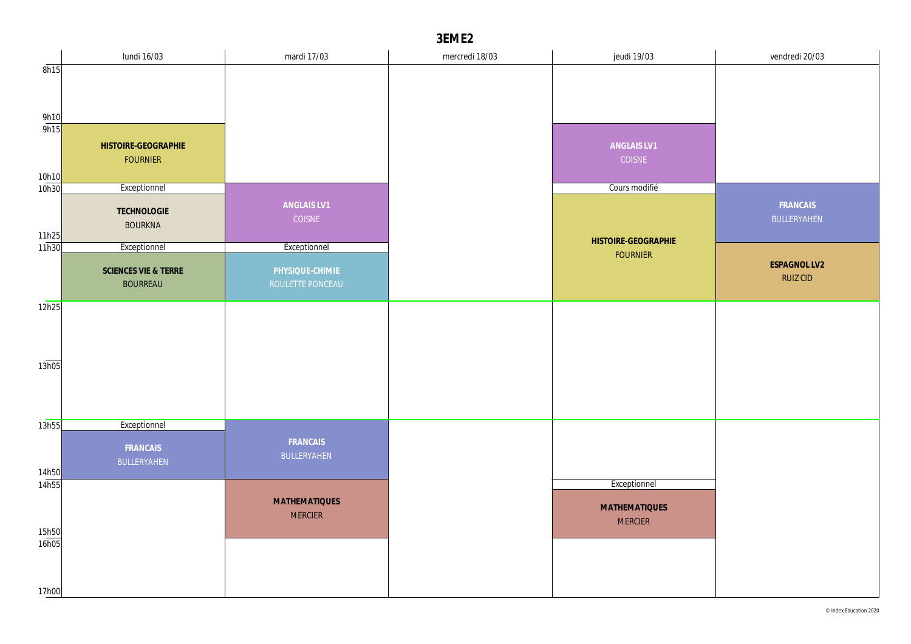# 3EME2

| | lundi 16/03 | mardi 17/03 | mercredi 18/03 | jeudi 19/03 | vendredi 20/03 |
|---|---|---|---|---|---|
| 8h15 - 9h10 | | | | | |
| 9h15 - 10h10 | **HISTOIRE-GEOGRAPHIE** FOURNIER | | | **ANGLAIS LV1** COISNE | |
| 10h30 - 11h25 | Exceptionnel **TECHNOLOGIE** BOURKNA | **ANGLAIS LV1** COISNE | | Cours modifié **HISTOIRE-GEOGRAPHIE** FOURNIER (10h30 - 12h25) | **FRANCAIS** BULLERYAHEN |
| 11h30 - 12h25 | Exceptionnel **SCIENCES VIE & TERRE** BOURREAU | Exceptionnel **PHYSIQUE-CHIMIE** ROULETTE PONCEAU | | | **ESPAGNOL LV2** RUIZ CID |
| 12h25 - 13h05 | | | | | |
| 13h05 - 13h55 | | | | | |
| 13h55 - 14h50 | Exceptionnel **FRANCAIS** BULLERYAHEN | **FRANCAIS** BULLERYAHEN | | | |
| 14h55 - 15h50 | | **MATHEMATIQUES** MERCIER | | Exceptionnel **MATHEMATIQUES** MERCIER | |
| 16h05 - 17h00 | | | | | |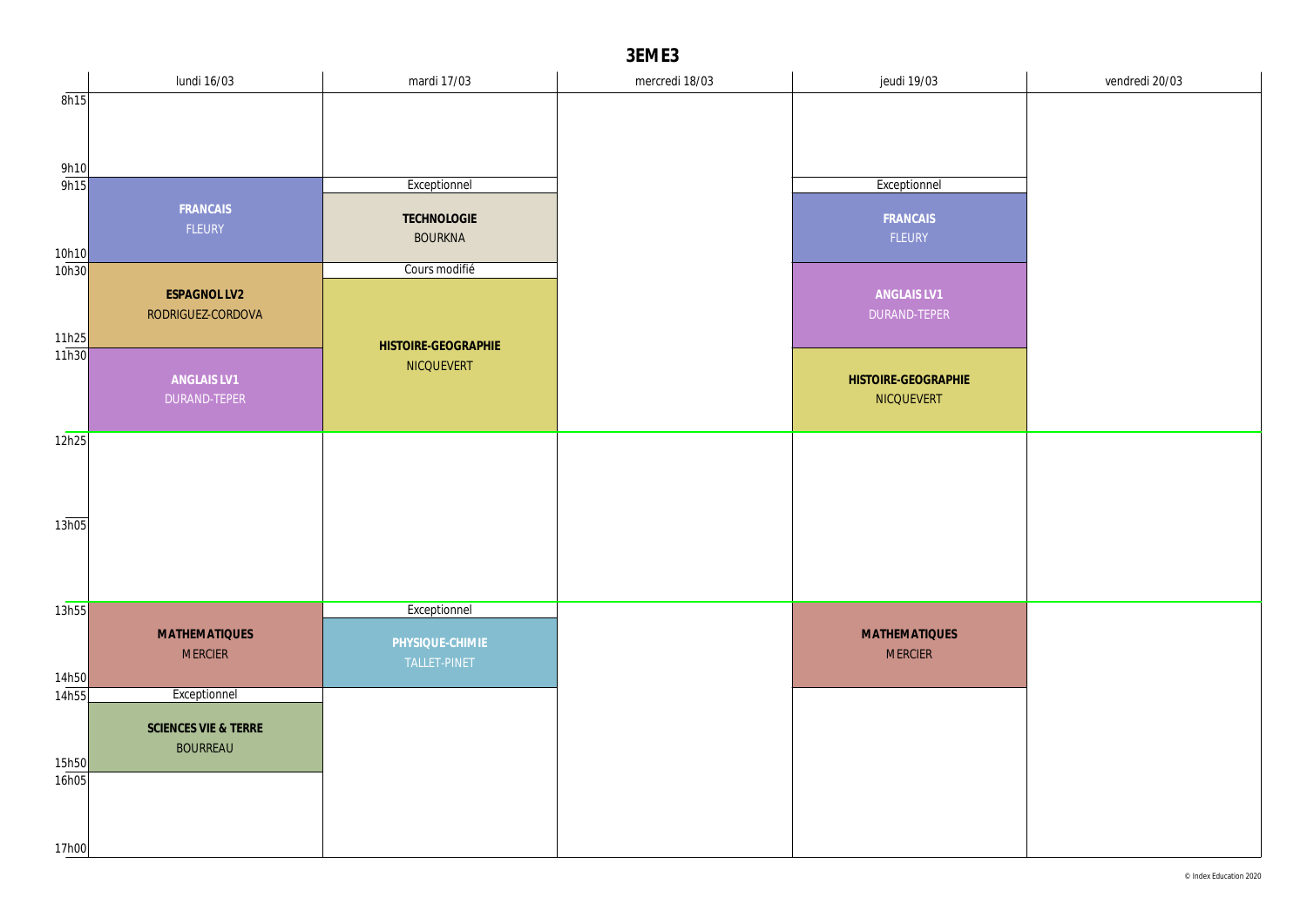# 3EME3

| | lundi 16/03 | mardi 17/03 | mercredi 18/03 | jeudi 19/03 | vendredi 20/03 |
|---|---|---|---|---|---|
| 8h15 – 9h10 | | | | | |
| 9h15 – 10h10 | **FRANCAIS** FLEURY | Exceptionnel **TECHNOLOGIE** BOURKNA | | Exceptionnel **FRANCAIS** FLEURY | |
| 10h30 – 11h25 | **ESPAGNOL LV2** RODRIGUEZ-CORDOVA | Cours modifié **HISTOIRE-GEOGRAPHIE** NICQUEVERT | | **ANGLAIS LV1** DURAND-TEPER | |
| 11h30 – 12h25 | **ANGLAIS LV1** DURAND-TEPER | | | **HISTOIRE-GEOGRAPHIE** NICQUEVERT | |
| 12h25 – 13h05 | | | | | |
| 13h05 – 13h55 | | | | | |
| 13h55 – 14h50 | **MATHEMATIQUES** MERCIER | Exceptionnel **PHYSIQUE-CHIMIE** TALLET-PINET | | **MATHEMATIQUES** MERCIER | |
| 14h55 – 15h50 | Exceptionnel **SCIENCES VIE & TERRE** BOURREAU | | | | |
| 16h05 – 17h00 | | | | | |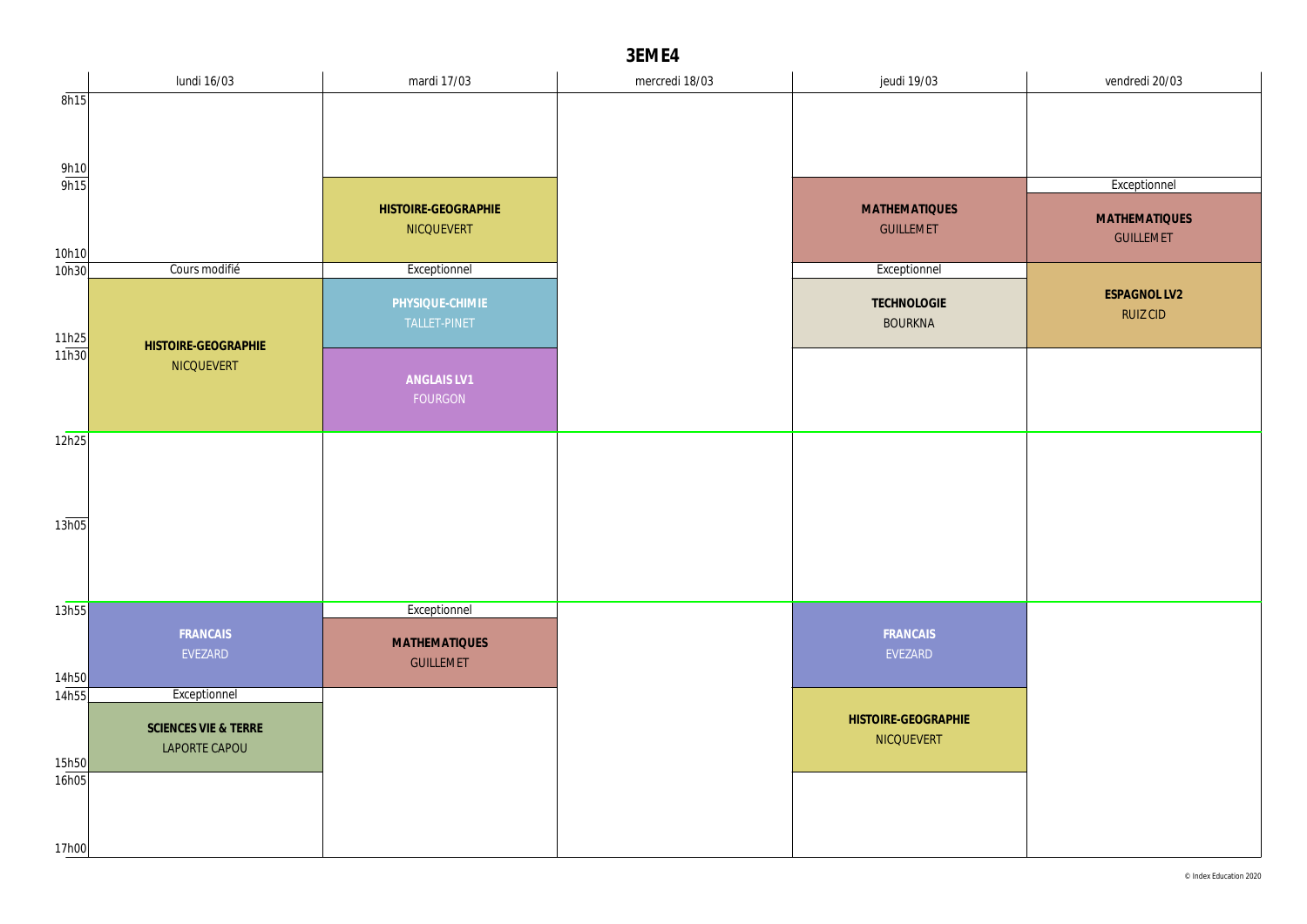# 3EME4

| | lundi 16/03 | mardi 17/03 | mercredi 18/03 | jeudi 19/03 | vendredi 20/03 |
|---|---|---|---|---|---|
| 8h15 – 9h10 | | | | | |
| 9h15 – 10h10 | | **HISTOIRE-GEOGRAPHIE** NICQUEVERT | | **MATHEMATIQUES** GUILLEMET | Exceptionnel **MATHEMATIQUES** GUILLEMET |
| 10h30 – 11h25 | Cours modifié **HISTOIRE-GEOGRAPHIE** NICQUEVERT | Exceptionnel **PHYSIQUE-CHIMIE** TALLET-PINET | | Exceptionnel **TECHNOLOGIE** BOURKNA | **ESPAGNOL LV2** RUIZ CID |
| 11h30 – 12h25 | | **ANGLAIS LV1** FOURGON | | | |
| 12h25 – 13h05 | | | | | |
| 13h05 – 13h55 | | | | | |
| 13h55 – 14h50 | **FRANCAIS** EVEZARD | Exceptionnel **MATHEMATIQUES** GUILLEMET | | **FRANCAIS** EVEZARD | |
| 14h55 – 15h50 | Exceptionnel **SCIENCES VIE & TERRE** LAPORTE CAPOU | | | **HISTOIRE-GEOGRAPHIE** NICQUEVERT | |
| 16h05 – 17h00 | | | | | |

© Index Education 2020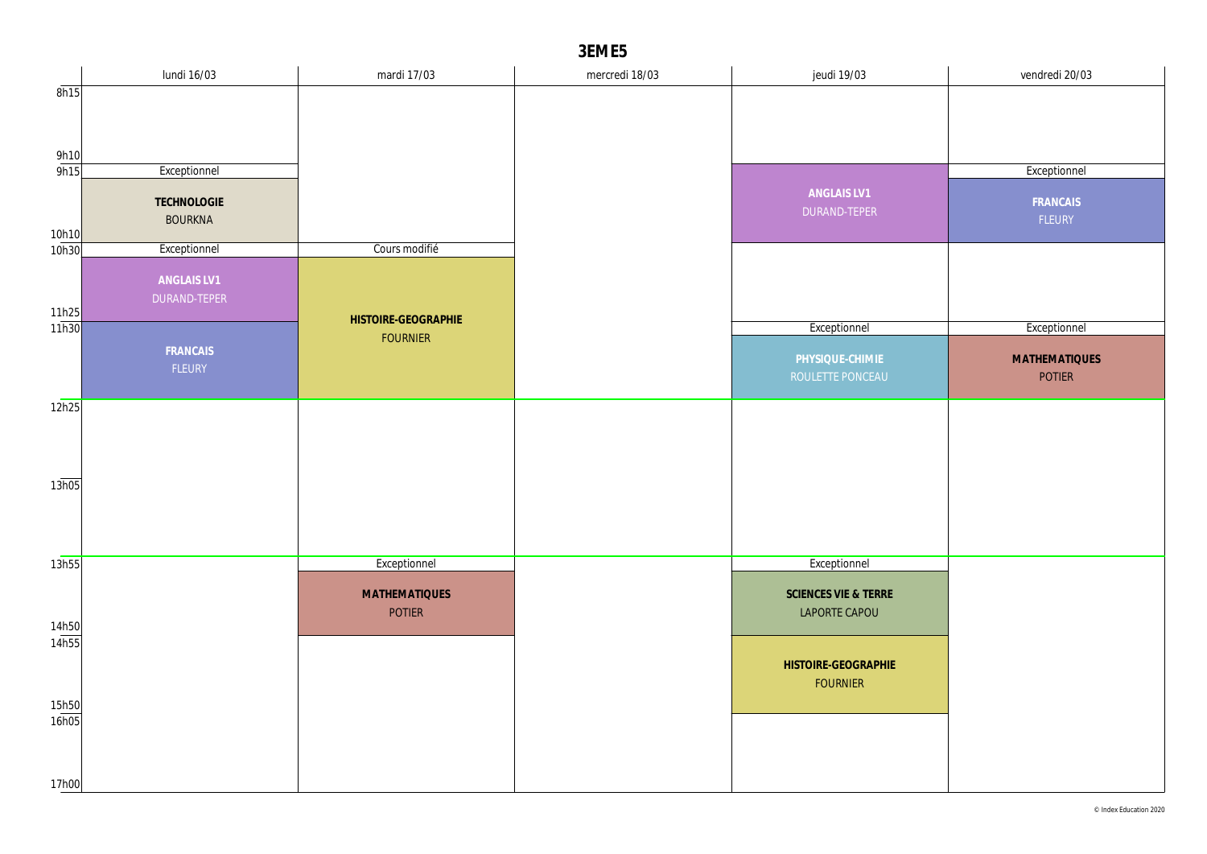# 3EME5

| | lundi 16/03 | mardi 17/03 | mercredi 18/03 | jeudi 19/03 | vendredi 20/03 |
|---|---|---|---|---|---|
| 8h15 - 9h10 | | | | | |
| 9h15 - 10h10 | Exceptionnel<br>**TECHNOLOGIE**<br>BOURKNA | | | **ANGLAIS LV1**<br>DURAND-TEPER | Exceptionnel<br>**FRANCAIS**<br>FLEURY |
| 10h30 - 11h25 | Exceptionnel<br>**ANGLAIS LV1**<br>DURAND-TEPER | Cours modifié<br>**HISTOIRE-GEOGRAPHIE**<br>FOURNIER | | | |
| 11h30 - 12h25 | **FRANCAIS**<br>FLEURY | | | Exceptionnel<br>**PHYSIQUE-CHIMIE**<br>ROULETTE PONCEAU | Exceptionnel<br>**MATHEMATIQUES**<br>POTIER |
| 12h25 - 13h05 | | | | | |
| 13h05 - 13h55 | | | | | |
| 13h55 - 14h50 | | Exceptionnel<br>**MATHEMATIQUES**<br>POTIER | | Exceptionnel<br>**SCIENCES VIE & TERRE**<br>LAPORTE CAPOU | |
| 14h55 - 15h50 | | | | **HISTOIRE-GEOGRAPHIE**<br>FOURNIER | |
| 16h05 - 17h00 | | | | | |

© Index Education 2020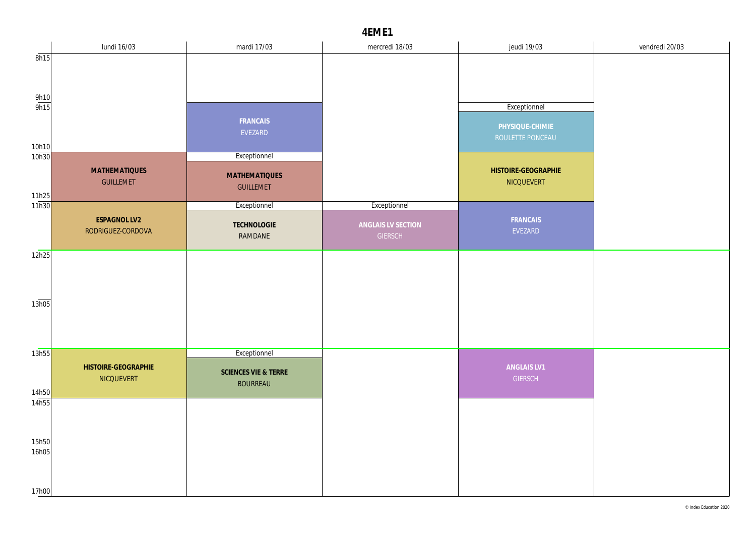# 4EME1

| | lundi 16/03 | mardi 17/03 | mercredi 18/03 | jeudi 19/03 | vendredi 20/03 |
|---|---|---|---|---|---|
| 8h15 - 9h10 | | | | | |
| 9h15 - 10h10 | | **FRANCAIS** EVEZARD | | Exceptionnel **PHYSIQUE-CHIMIE** ROULETTE PONCEAU | |
| 10h30 - 11h25 | **MATHEMATIQUES** GUILLEMET | Exceptionnel **MATHEMATIQUES** GUILLEMET | | **HISTOIRE-GEOGRAPHIE** NICQUEVERT | |
| 11h30 - 12h25 | **ESPAGNOL LV2** RODRIGUEZ-CORDOVA | Exceptionnel **TECHNOLOGIE** RAMDANE | Exceptionnel **ANGLAIS LV SECTION** GIERSCH | **FRANCAIS** EVEZARD | |
| 12h25 - 13h05 | | | | | |
| 13h05 - 13h55 | | | | | |
| 13h55 - 14h50 | **HISTOIRE-GEOGRAPHIE** NICQUEVERT | Exceptionnel **SCIENCES VIE & TERRE** BOURREAU | | **ANGLAIS LV1** GIERSCH | |
| 14h55 - 15h50 | | | | | |
| 16h05 - 17h00 | | | | | |

© Index Education 2020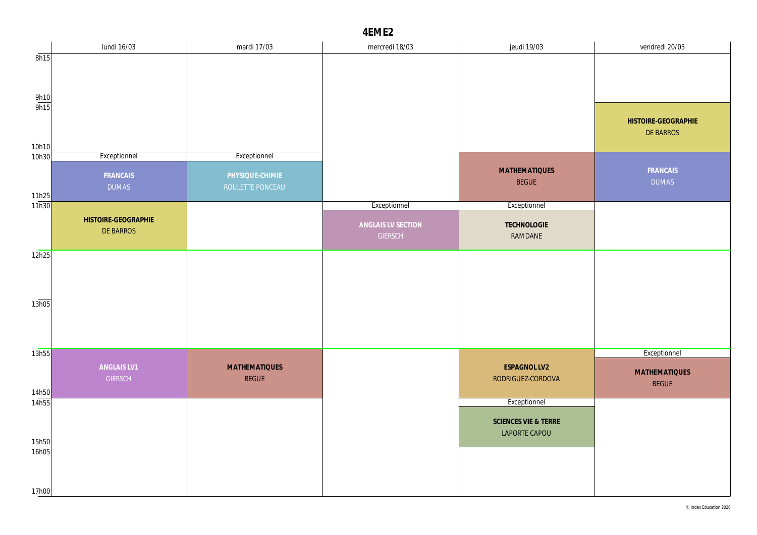# 4EME2

| | lundi 16/03 | mardi 17/03 | mercredi 18/03 | jeudi 19/03 | vendredi 20/03 |
|---|---|---|---|---|---|
| 8h15 – 9h10 | | | | | |
| 9h15 – 10h10 | | | | | **HISTOIRE-GEOGRAPHIE** DE BARROS |
| 10h30 – 11h25 | Exceptionnel **FRANCAIS** DUMAS | Exceptionnel **PHYSIQUE-CHIMIE** ROULETTE PONCEAU | | **MATHEMATIQUES** BEGUE | **FRANCAIS** DUMAS |
| 11h30 – 12h25 | **HISTOIRE-GEOGRAPHIE** DE BARROS | | Exceptionnel **ANGLAIS LV SECTION** GIERSCH | Exceptionnel **TECHNOLOGIE** RAMDANE | |
| 12h25 – 13h05 | | | | | |
| 13h05 – 13h55 | | | | | |
| 13h55 – 14h50 | **ANGLAIS LV1** GIERSCH | **MATHEMATIQUES** BEGUE | | **ESPAGNOL LV2** RODRIGUEZ-CORDOVA | Exceptionnel **MATHEMATIQUES** BEGUE |
| 14h55 – 15h50 | | | | Exceptionnel **SCIENCES VIE & TERRE** LAPORTE CAPOU | |
| 16h05 – 17h00 | | | | | |

© Index Education 2020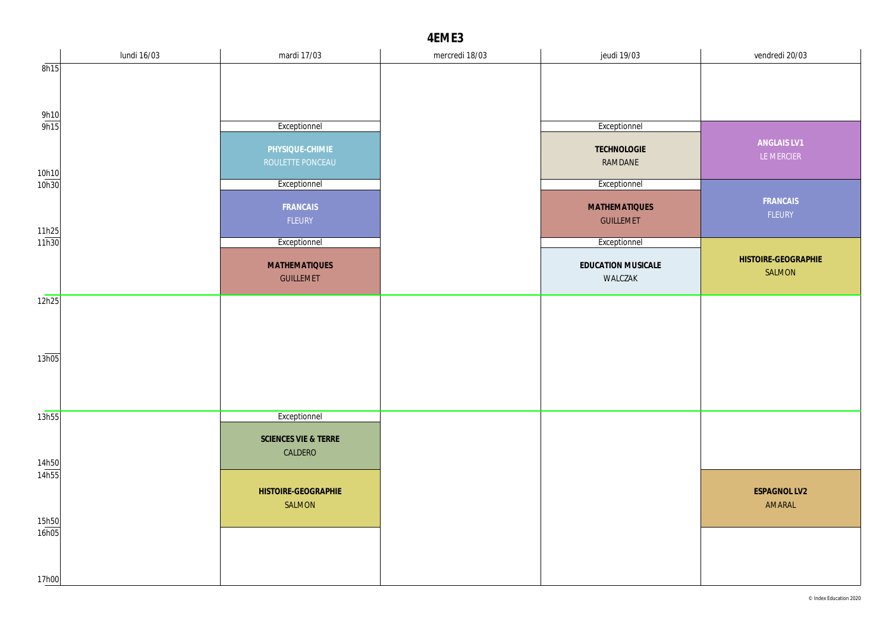# 4EME3

| | lundi 16/03 | mardi 17/03 | mercredi 18/03 | jeudi 19/03 | vendredi 20/03 |
|---|---|---|---|---|---|
| 8h15 - 9h10 | | | | | |
| 9h15 - 10h10 | | Exceptionnel<br>**PHYSIQUE-CHIMIE**<br>ROULETTE PONCEAU | | Exceptionnel<br>**TECHNOLOGIE**<br>RAMDANE | **ANGLAIS LV1**<br>LE MERCIER |
| 10h30 - 11h25 | | Exceptionnel<br>**FRANCAIS**<br>FLEURY | | Exceptionnel<br>**MATHEMATIQUES**<br>GUILLEMET | **FRANCAIS**<br>FLEURY |
| 11h30 - 12h25 | | Exceptionnel<br>**MATHEMATIQUES**<br>GUILLEMET | | Exceptionnel<br>**EDUCATION MUSICALE**<br>WALCZAK | **HISTOIRE-GEOGRAPHIE**<br>SALMON |
| 12h25 - 13h05 | | | | | |
| 13h05 - 13h55 | | | | | |
| 13h55 - 14h50 | | Exceptionnel<br>**SCIENCES VIE & TERRE**<br>CALDERO | | | |
| 14h55 - 15h50 | | **HISTOIRE-GEOGRAPHIE**<br>SALMON | | | **ESPAGNOL LV2**<br>AMARAL |
| 16h05 - 17h00 | | | | | |

© Index Education 2020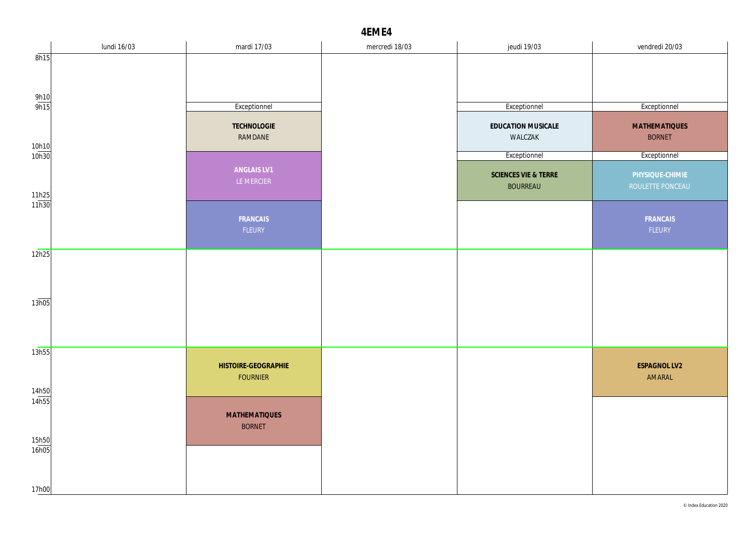# 4EME4

| | lundi 16/03 | mardi 17/03 | mercredi 18/03 | jeudi 19/03 | vendredi 20/03 |
|---|---|---|---|---|---|
| 8h15 - 9h10 | | | | | |
| 9h15 - 10h10 | | Exceptionnel<br>**TECHNOLOGIE**<br>RAMDANE | | Exceptionnel<br>**EDUCATION MUSICALE**<br>WALCZAK | Exceptionnel<br>**MATHEMATIQUES**<br>BORNET |
| 10h30 - 11h25 | | **ANGLAIS LV1**<br>LE MERCIER | | Exceptionnel<br>**SCIENCES VIE & TERRE**<br>BOURREAU | Exceptionnel<br>**PHYSIQUE-CHIMIE**<br>ROULETTE PONCEAU |
| 11h30 - 12h25 | | **FRANCAIS**<br>FLEURY | | | **FRANCAIS**<br>FLEURY |
| 12h25 - 13h05 | | | | | |
| 13h05 - 13h55 | | | | | |
| 13h55 - 14h50 | | **HISTOIRE-GEOGRAPHIE**<br>FOURNIER | | | **ESPAGNOL LV2**<br>AMARAL |
| 14h55 - 15h50 | | **MATHEMATIQUES**<br>BORNET | | | |
| 16h05 - 17h00 | | | | | |

© Index Education 2020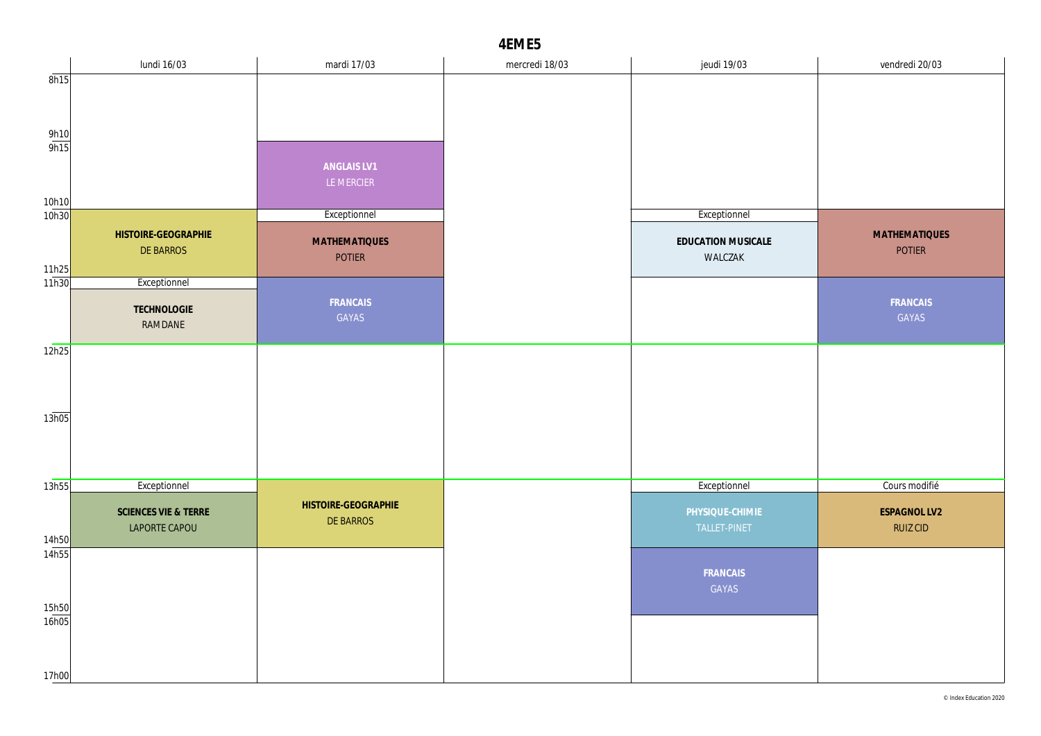# 4EME5

| | lundi 16/03 | mardi 17/03 | mercredi 18/03 | jeudi 19/03 | vendredi 20/03 |
|---|---|---|---|---|---|
| 8h15 – 9h10 | | | | | |
| 9h15 – 10h10 | | **ANGLAIS LV1** LE MERCIER | | | |
| 10h30 – 11h25 | **HISTOIRE-GEOGRAPHIE** DE BARROS | Exceptionnel **MATHEMATIQUES** POTIER | | Exceptionnel **EDUCATION MUSICALE** WALCZAK | **MATHEMATIQUES** POTIER |
| 11h30 – 12h25 | Exceptionnel **TECHNOLOGIE** RAMDANE | **FRANCAIS** GAYAS | | | **FRANCAIS** GAYAS |
| 12h25 – 13h05 | | | | | |
| 13h05 – 13h55 | | | | | |
| 13h55 – 14h50 | Exceptionnel **SCIENCES VIE & TERRE** LAPORTE CAPOU | **HISTOIRE-GEOGRAPHIE** DE BARROS | | Exceptionnel **PHYSIQUE-CHIMIE** TALLET-PINET | Cours modifié **ESPAGNOL LV2** RUIZ CID |
| 14h55 – 15h50 | | | | **FRANCAIS** GAYAS | |
| 16h05 – 17h00 | | | | | |

© Index Education 2020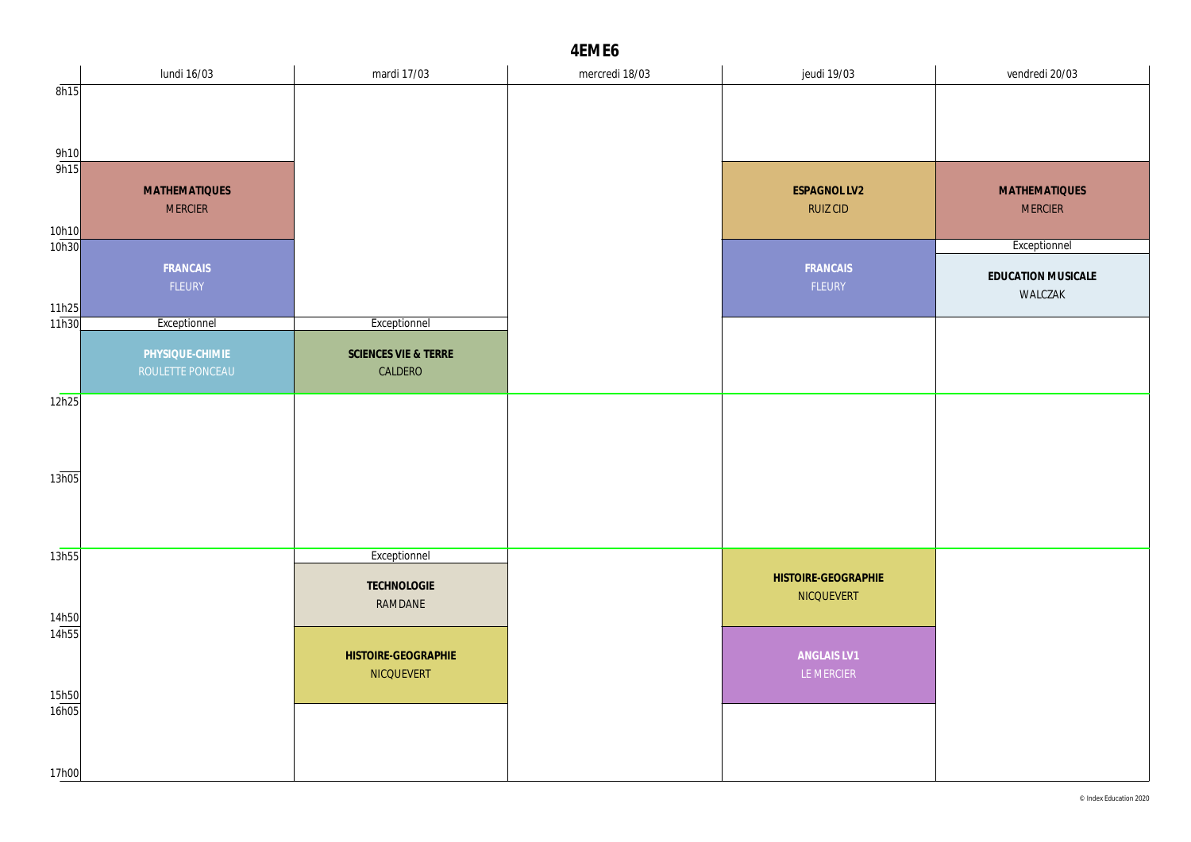# 4EME6

| | lundi 16/03 | mardi 17/03 | mercredi 18/03 | jeudi 19/03 | vendredi 20/03 |
|---|---|---|---|---|---|
| 8h15 - 9h10 | | | | | |
| 9h15 - 10h10 | **MATHEMATIQUES** MERCIER | | | **ESPAGNOL LV2** RUIZ CID | **MATHEMATIQUES** MERCIER |
| 10h30 - 11h25 | **FRANCAIS** FLEURY | | | **FRANCAIS** FLEURY | Exceptionnel **EDUCATION MUSICALE** WALCZAK |
| 11h30 - 12h25 | Exceptionnel **PHYSIQUE-CHIMIE** ROULETTE PONCEAU | Exceptionnel **SCIENCES VIE & TERRE** CALDERO | | | |
| 12h25 - 13h05 | | | | | |
| 13h05 - 13h55 | | | | | |
| 13h55 - 14h50 | | Exceptionnel **TECHNOLOGIE** RAMDANE | | **HISTOIRE-GEOGRAPHIE** NICQUEVERT | |
| 14h55 - 15h50 | | **HISTOIRE-GEOGRAPHIE** NICQUEVERT | | **ANGLAIS LV1** LE MERCIER | |
| 16h05 - 17h00 | | | | | |

© Index Education 2020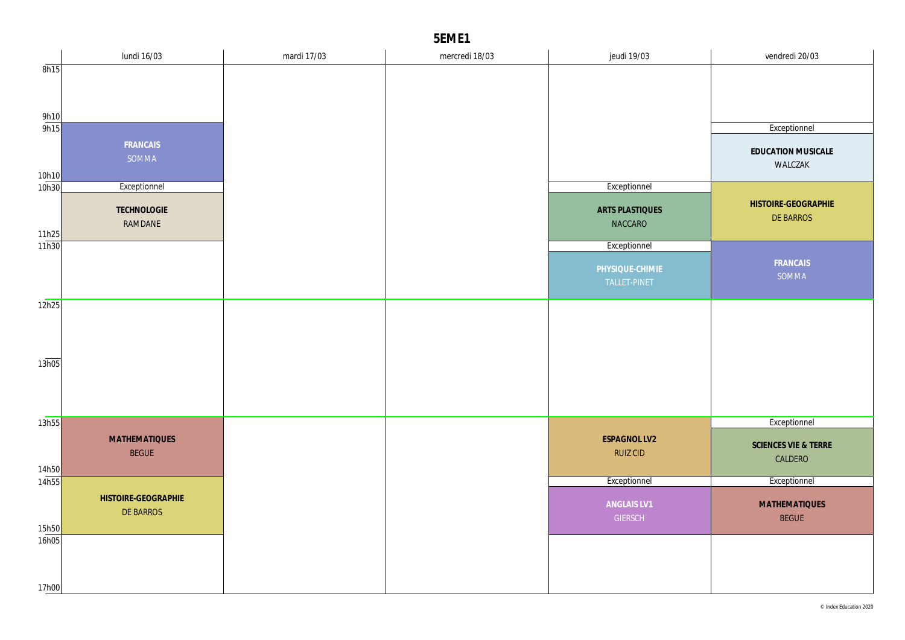# 5EME1

| | lundi 16/03 | mardi 17/03 | mercredi 18/03 | jeudi 19/03 | vendredi 20/03 |
|---|---|---|---|---|---|
| 8h15 - 9h10 | | | | | |
| 9h15 - 10h10 | **FRANCAIS** SOMMA | | | | Exceptionnel **EDUCATION MUSICALE** WALCZAK |
| 10h30 - 11h25 | Exceptionnel **TECHNOLOGIE** RAMDANE | | | Exceptionnel **ARTS PLASTIQUES** NACCARO | **HISTOIRE-GEOGRAPHIE** DE BARROS |
| 11h30 - 12h25 | | | | Exceptionnel **PHYSIQUE-CHIMIE** TALLET-PINET | **FRANCAIS** SOMMA |
| 12h25 - 13h05 | | | | | |
| 13h05 - 13h55 | | | | | |
| 13h55 - 14h50 | **MATHEMATIQUES** BEGUE | | | **ESPAGNOL LV2** RUIZ CID | Exceptionnel **SCIENCES VIE & TERRE** CALDERO |
| 14h55 - 15h50 | **HISTOIRE-GEOGRAPHIE** DE BARROS | | | Exceptionnel **ANGLAIS LV1** GIERSCH | Exceptionnel **MATHEMATIQUES** BEGUE |
| 16h05 - 17h00 | | | | | |

© Index Education 2020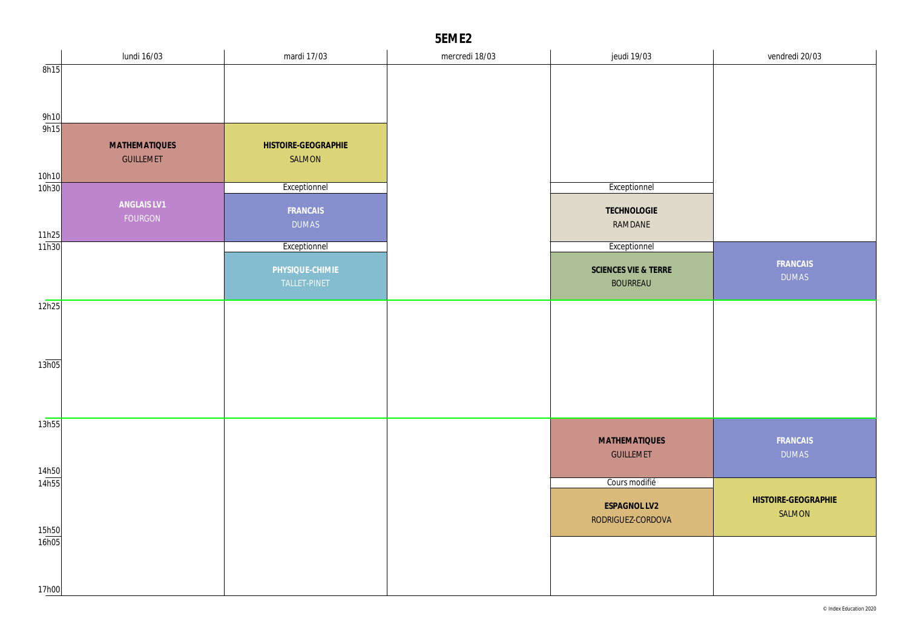# 5EME2

| | lundi 16/03 | mardi 17/03 | mercredi 18/03 | jeudi 19/03 | vendredi 20/03 |
|---|---|---|---|---|---|
| 8h15 – 9h10 | | | | | |
| 9h15 – 10h10 | **MATHEMATIQUES** GUILLEMET | **HISTOIRE-GEOGRAPHIE** SALMON | | | |
| 10h30 – 11h25 | **ANGLAIS LV1** FOURGON | Exceptionnel **FRANCAIS** DUMAS | | Exceptionnel **TECHNOLOGIE** RAMDANE | |
| 11h30 – 12h25 | | Exceptionnel **PHYSIQUE-CHIMIE** TALLET-PINET | | Exceptionnel **SCIENCES VIE & TERRE** BOURREAU | **FRANCAIS** DUMAS |
| 12h25 – 13h05 | | | | | |
| 13h05 – 13h55 | | | | | |
| 13h55 – 14h50 | | | | **MATHEMATIQUES** GUILLEMET | **FRANCAIS** DUMAS |
| 14h55 – 15h50 | | | | Cours modifié **ESPAGNOL LV2** RODRIGUEZ-CORDOVA | **HISTOIRE-GEOGRAPHIE** SALMON |
| 16h05 – 17h00 | | | | | |

© Index Education 2020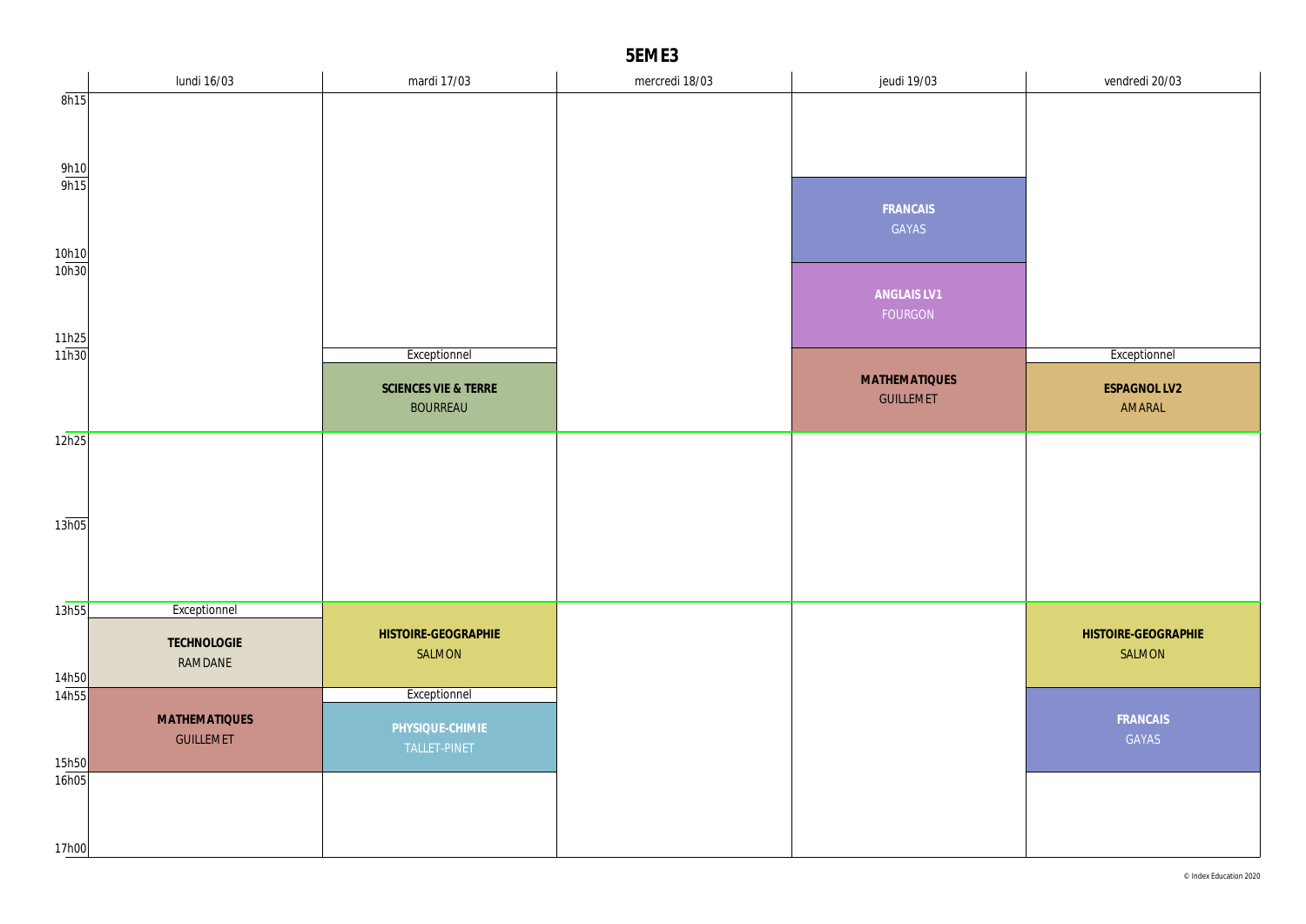# 5EME3

| | lundi 16/03 | mardi 17/03 | mercredi 18/03 | jeudi 19/03 | vendredi 20/03 |
|---|---|---|---|---|---|
| 8h15 - 9h10 | | | | | |
| 9h15 - 10h10 | | | | **FRANCAIS** GAYAS | |
| 10h30 - 11h25 | | | | **ANGLAIS LV1** FOURGON | |
| 11h30 - 12h25 | | Exceptionnel **SCIENCES VIE & TERRE** BOURREAU | | **MATHEMATIQUES** GUILLEMET | Exceptionnel **ESPAGNOL LV2** AMARAL |
| 12h25 - 13h05 | | | | | |
| 13h05 - 13h55 | | | | | |
| 13h55 - 14h50 | Exceptionnel **TECHNOLOGIE** RAMDANE | **HISTOIRE-GEOGRAPHIE** SALMON | | | **HISTOIRE-GEOGRAPHIE** SALMON |
| 14h55 - 15h50 | **MATHEMATIQUES** GUILLEMET | Exceptionnel **PHYSIQUE-CHIMIE** TALLET-PINET | | | **FRANCAIS** GAYAS |
| 16h05 - 17h00 | | | | | |

© Index Education 2020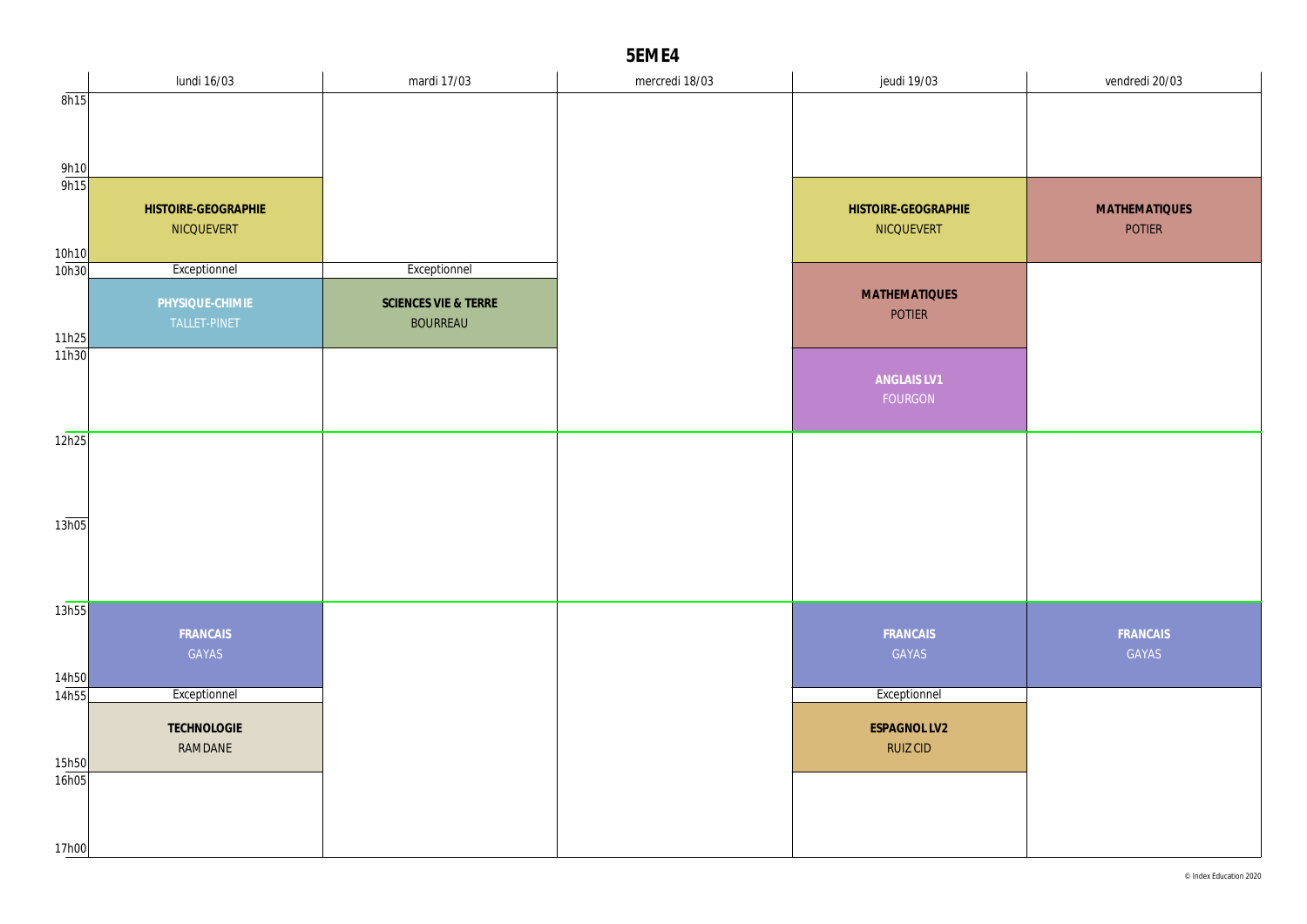# 5EME4

| | lundi 16/03 | mardi 17/03 | mercredi 18/03 | jeudi 19/03 | vendredi 20/03 |
|---|---|---|---|---|---|
| 8h15 - 9h10 | | | | | |
| 9h15 - 10h10 | **HISTOIRE-GEOGRAPHIE** NICQUEVERT | | | **HISTOIRE-GEOGRAPHIE** NICQUEVERT | **MATHEMATIQUES** POTIER |
| 10h30 - 11h25 | Exceptionnel **PHYSIQUE-CHIMIE** TALLET-PINET | Exceptionnel **SCIENCES VIE & TERRE** BOURREAU | | **MATHEMATIQUES** POTIER | |
| 11h30 - 12h25 | | | | **ANGLAIS LV1** FOURGON | |
| 12h25 - 13h05 | | | | | |
| 13h05 - 13h55 | | | | | |
| 13h55 - 14h50 | **FRANCAIS** GAYAS | | | **FRANCAIS** GAYAS | **FRANCAIS** GAYAS |
| 14h55 - 15h50 | Exceptionnel **TECHNOLOGIE** RAMDANE | | | Exceptionnel **ESPAGNOL LV2** RUIZ CID | |
| 16h05 - 17h00 | | | | | |

© Index Education 2020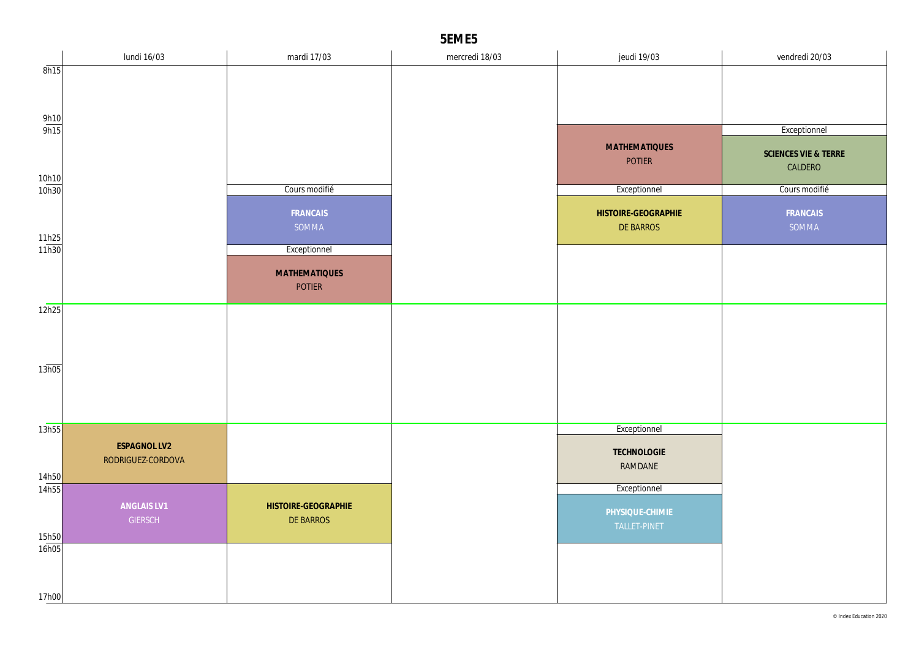# 5EME5

| | lundi 16/03 | mardi 17/03 | mercredi 18/03 | jeudi 19/03 | vendredi 20/03 |
|---|---|---|---|---|---|
| 8h15 - 9h10 | | | | | |
| 9h15 - 10h10 | | | | Exceptionnel<br>**MATHEMATIQUES**<br>POTIER | Exceptionnel<br>**SCIENCES VIE & TERRE**<br>CALDERO |
| 10h30 - 11h25 | | Cours modifié<br>**FRANCAIS**<br>SOMMA | | Exceptionnel<br>**HISTOIRE-GEOGRAPHIE**<br>DE BARROS | Cours modifié<br>**FRANCAIS**<br>SOMMA |
| 11h30 - 12h25 | | Exceptionnel<br>**MATHEMATIQUES**<br>POTIER | | | |
| 12h25 - 13h05 | | | | | |
| 13h05 - 13h55 | | | | | |
| 13h55 - 14h50 | **ESPAGNOL LV2**<br>RODRIGUEZ-CORDOVA | | | Exceptionnel<br>**TECHNOLOGIE**<br>RAMDANE | |
| 14h55 - 15h50 | **ANGLAIS LV1**<br>GIERSCH | **HISTOIRE-GEOGRAPHIE**<br>DE BARROS | | Exceptionnel<br>**PHYSIQUE-CHIMIE**<br>TALLET-PINET | |
| 16h05 - 17h00 | | | | | |

© Index Education 2020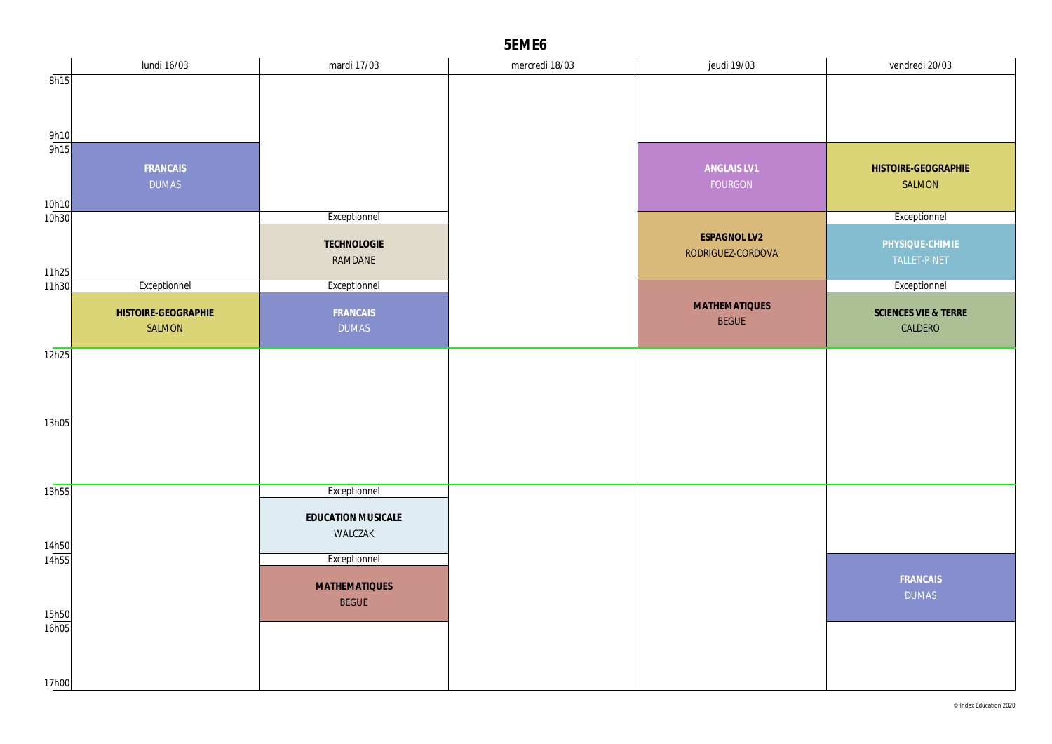# 5EME6

| | lundi 16/03 | mardi 17/03 | mercredi 18/03 | jeudi 19/03 | vendredi 20/03 |
|---|---|---|---|---|---|
| 8h15 - 9h10 | | | | | |
| 9h15 - 10h10 | **FRANCAIS** DUMAS | | | **ANGLAIS LV1** FOURGON | **HISTOIRE-GEOGRAPHIE** SALMON |
| 10h30 - 11h25 | | Exceptionnel **TECHNOLOGIE** RAMDANE | | **ESPAGNOL LV2** RODRIGUEZ-CORDOVA | Exceptionnel **PHYSIQUE-CHIMIE** TALLET-PINET |
| 11h30 - 12h25 | Exceptionnel **HISTOIRE-GEOGRAPHIE** SALMON | Exceptionnel **FRANCAIS** DUMAS | | **MATHEMATIQUES** BEGUE | Exceptionnel **SCIENCES VIE & TERRE** CALDERO |
| 12h25 - 13h05 | | | | | |
| 13h05 - 13h55 | | | | | |
| 13h55 - 14h50 | | Exceptionnel **EDUCATION MUSICALE** WALCZAK | | | |
| 14h55 - 15h50 | | Exceptionnel **MATHEMATIQUES** BEGUE | | | **FRANCAIS** DUMAS |
| 16h05 - 17h00 | | | | | |

© Index Education 2020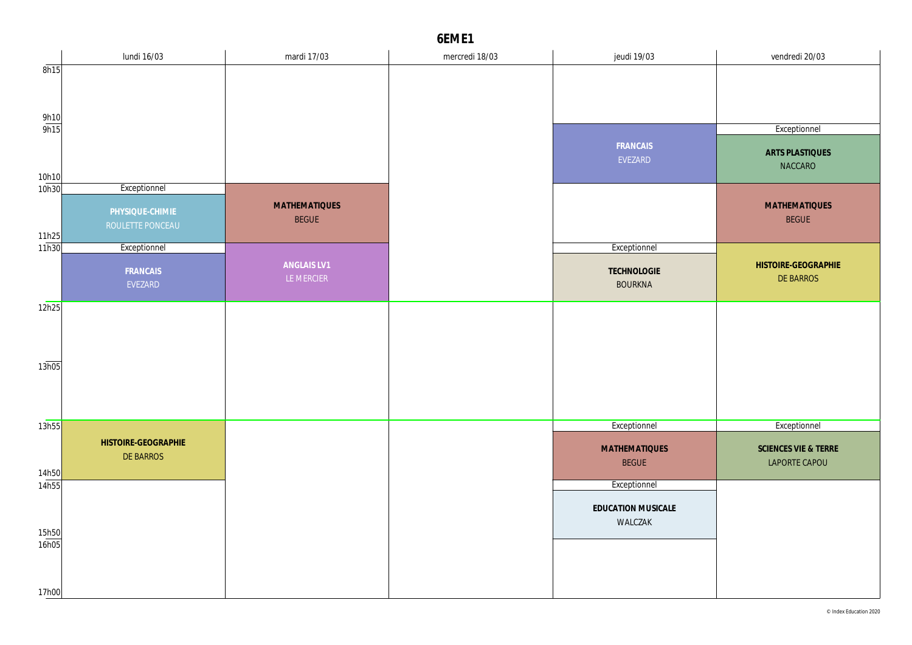# 6EME1

| | lundi 16/03 | mardi 17/03 | mercredi 18/03 | jeudi 19/03 | vendredi 20/03 |
|---|---|---|---|---|---|
| 8h15 - 9h10 | | | | | |
| 9h15 - 10h10 | | | | **FRANCAIS** EVEZARD | Exceptionnel **ARTS PLASTIQUES** NACCARO |
| 10h30 - 11h25 | Exceptionnel **PHYSIQUE-CHIMIE** ROULETTE PONCEAU | **MATHEMATIQUES** BEGUE | | | **MATHEMATIQUES** BEGUE |
| 11h30 - 12h25 | Exceptionnel **FRANCAIS** EVEZARD | **ANGLAIS LV1** LE MERCIER | | Exceptionnel **TECHNOLOGIE** BOURKNA | **HISTOIRE-GEOGRAPHIE** DE BARROS |
| 12h25 - 13h05 | | | | | |
| 13h05 - 13h55 | | | | | |
| 13h55 - 14h50 | **HISTOIRE-GEOGRAPHIE** DE BARROS | | | Exceptionnel **MATHEMATIQUES** BEGUE | Exceptionnel **SCIENCES VIE & TERRE** LAPORTE CAPOU |
| 14h55 - 15h50 | | | | Exceptionnel **EDUCATION MUSICALE** WALCZAK | |
| 16h05 - 17h00 | | | | | |

© Index Education 2020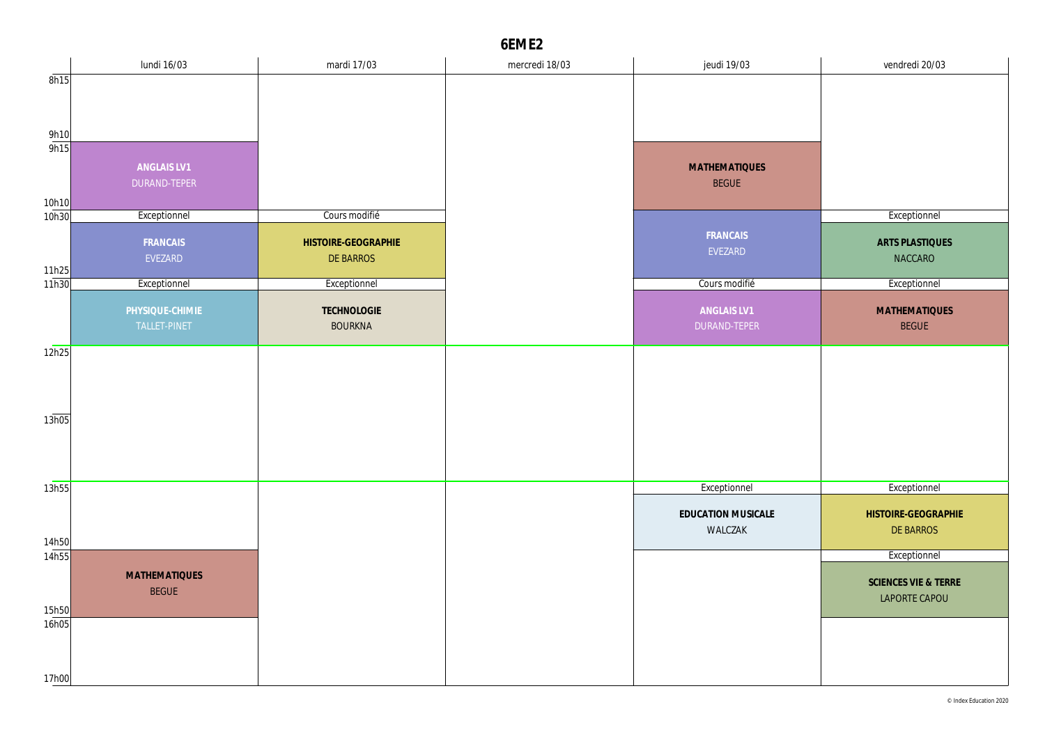# 6EME2

| | lundi 16/03 | mardi 17/03 | mercredi 18/03 | jeudi 19/03 | vendredi 20/03 |
|---|---|---|---|---|---|
| 8h15 - 9h10 | | | | | |
| 9h15 - 10h10 | **ANGLAIS LV1** DURAND-TEPER | | | **MATHEMATIQUES** BEGUE | |
| 10h30 - 11h25 | Exceptionnel **FRANCAIS** EVEZARD | Cours modifié **HISTOIRE-GEOGRAPHIE** DE BARROS | | **FRANCAIS** EVEZARD | Exceptionnel **ARTS PLASTIQUES** NACCARO |
| 11h30 - 12h25 | Exceptionnel **PHYSIQUE-CHIMIE** TALLET-PINET | Exceptionnel **TECHNOLOGIE** BOURKNA | | Cours modifié **ANGLAIS LV1** DURAND-TEPER | Exceptionnel **MATHEMATIQUES** BEGUE |
| 12h25 - 13h05 | | | | | |
| 13h05 - 13h55 | | | | | |
| 13h55 - 14h50 | | | | Exceptionnel **EDUCATION MUSICALE** WALCZAK | Exceptionnel **HISTOIRE-GEOGRAPHIE** DE BARROS |
| 14h55 - 15h50 | **MATHEMATIQUES** BEGUE | | | | Exceptionnel **SCIENCES VIE & TERRE** LAPORTE CAPOU |
| 16h05 - 17h00 | | | | | |

© Index Education 2020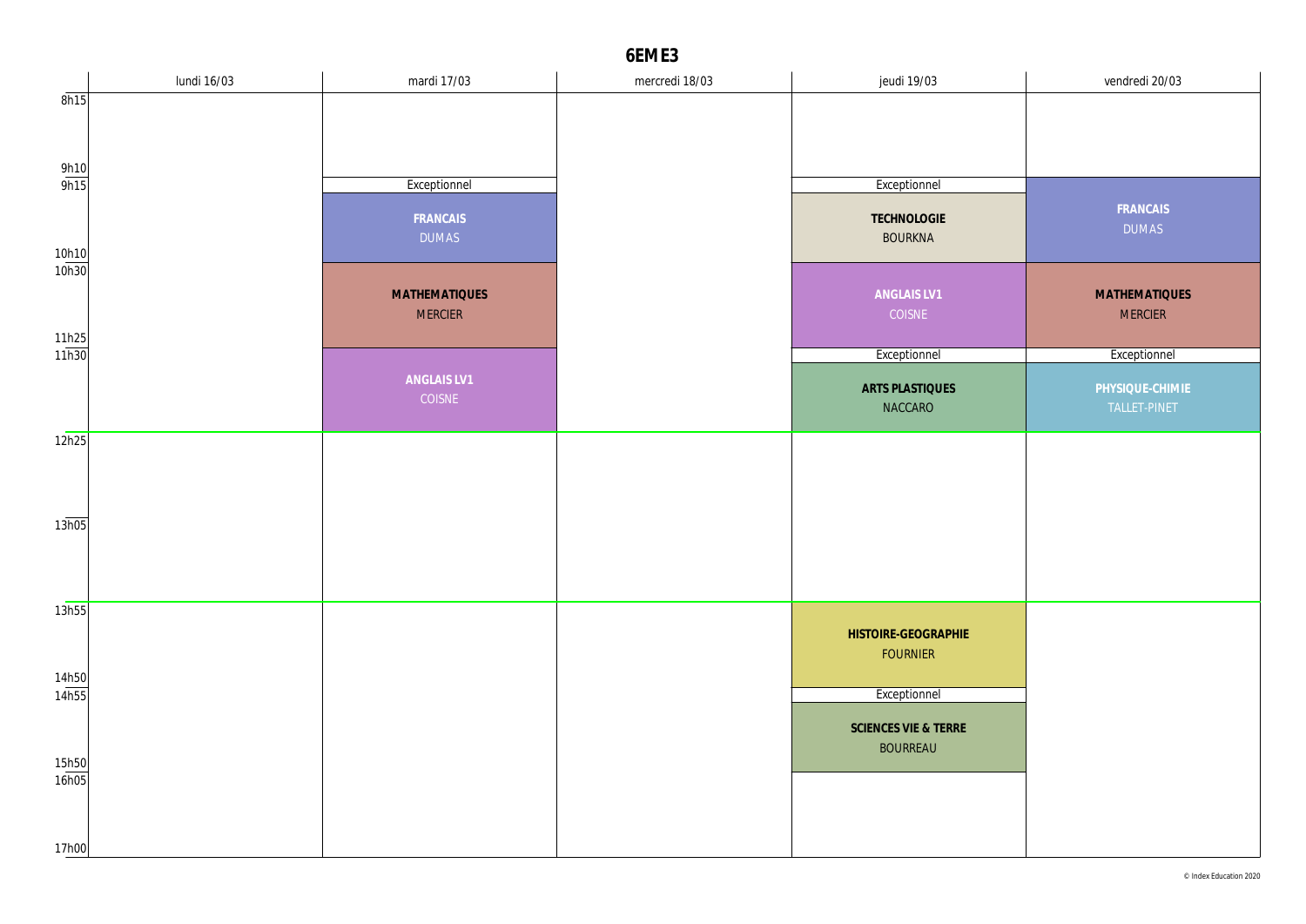# 6EME3

| | lundi 16/03 | mardi 17/03 | mercredi 18/03 | jeudi 19/03 | vendredi 20/03 |
|---|---|---|---|---|---|
| 8h15 - 9h10 | | | | | |
| 9h15 - 10h10 | | Exceptionnel<br>**FRANCAIS**<br>DUMAS | | Exceptionnel<br>**TECHNOLOGIE**<br>BOURKNA | **FRANCAIS**<br>DUMAS |
| 10h30 - 11h25 | | **MATHEMATIQUES**<br>MERCIER | | **ANGLAIS LV1**<br>COISNE | **MATHEMATIQUES**<br>MERCIER |
| 11h30 - 12h25 | | **ANGLAIS LV1**<br>COISNE | | Exceptionnel<br>**ARTS PLASTIQUES**<br>NACCARO | Exceptionnel<br>**PHYSIQUE-CHIMIE**<br>TALLET-PINET |
| 12h25 - 13h05 | | | | | |
| 13h05 - 13h55 | | | | | |
| 13h55 - 14h50 | | | | **HISTOIRE-GEOGRAPHIE**<br>FOURNIER | |
| 14h55 - 15h50 | | | | Exceptionnel<br>**SCIENCES VIE & TERRE**<br>BOURREAU | |
| 16h05 - 17h00 | | | | | |

© Index Education 2020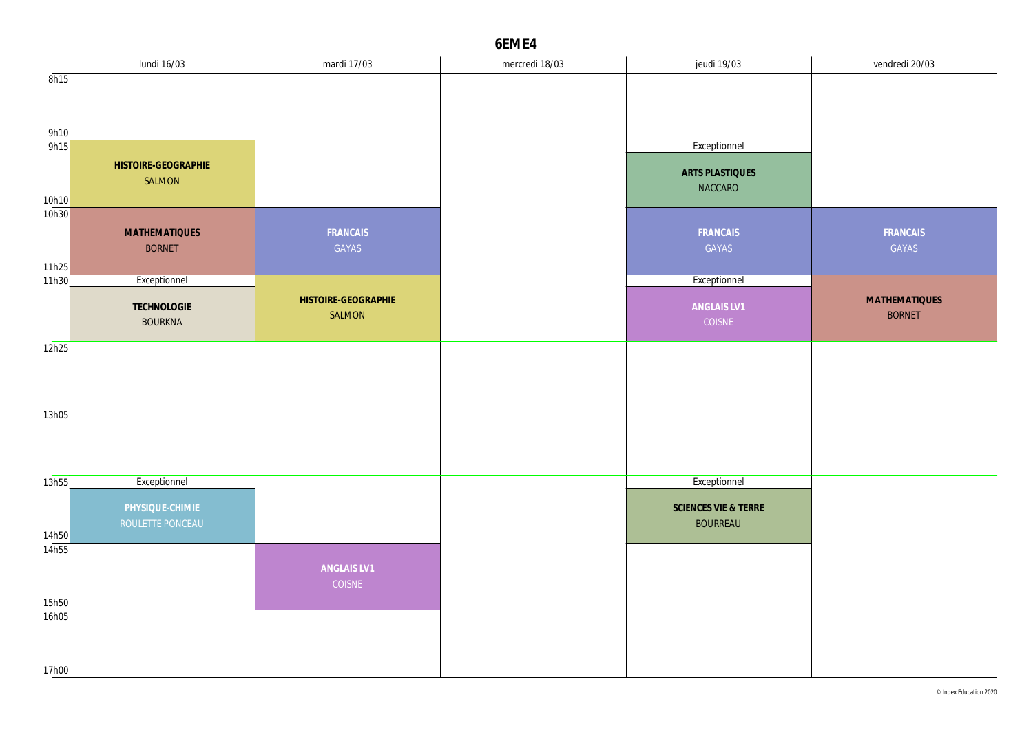# 6EME4

| | lundi 16/03 | mardi 17/03 | mercredi 18/03 | jeudi 19/03 | vendredi 20/03 |
|---|---|---|---|---|---|
| 8h15 - 9h10 | | | | | |
| 9h15 - 10h10 | **HISTOIRE-GEOGRAPHIE** SALMON | | | Exceptionnel **ARTS PLASTIQUES** NACCARO | |
| 10h30 - 11h25 | **MATHEMATIQUES** BORNET | **FRANCAIS** GAYAS | | **FRANCAIS** GAYAS | **FRANCAIS** GAYAS |
| 11h30 - 12h25 | Exceptionnel **TECHNOLOGIE** BOURKNA | **HISTOIRE-GEOGRAPHIE** SALMON | | Exceptionnel **ANGLAIS LV1** COISNE | **MATHEMATIQUES** BORNET |
| 12h25 - 13h05 | | | | | |
| 13h05 - 13h55 | | | | | |
| 13h55 - 14h50 | Exceptionnel **PHYSIQUE-CHIMIE** ROULETTE PONCEAU | | | Exceptionnel **SCIENCES VIE & TERRE** BOURREAU | |
| 14h55 - 15h50 | | **ANGLAIS LV1** COISNE | | | |
| 16h05 - 17h00 | | | | | |

© Index Education 2020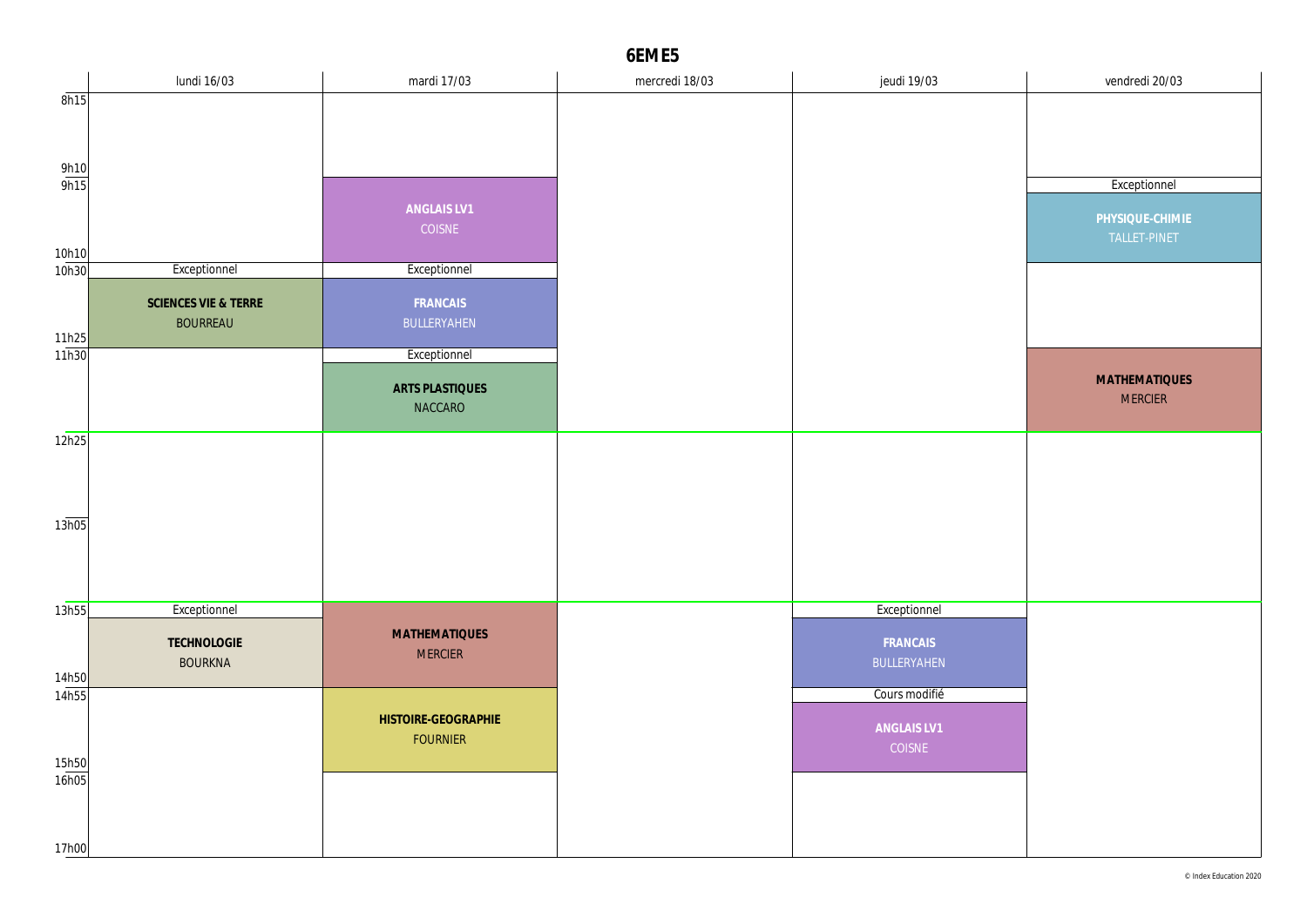# 6EME5

| | lundi 16/03 | mardi 17/03 | mercredi 18/03 | jeudi 19/03 | vendredi 20/03 |
|---|---|---|---|---|---|
| 8h15 – 9h10 | | | | | |
| 9h15 – 10h10 | | **ANGLAIS LV1** COISNE | | | Exceptionnel **PHYSIQUE-CHIMIE** TALLET-PINET |
| 10h30 – 11h25 | Exceptionnel **SCIENCES VIE & TERRE** BOURREAU | Exceptionnel **FRANCAIS** BULLERYAHEN | | | |
| 11h30 – 12h25 | | Exceptionnel **ARTS PLASTIQUES** NACCARO | | | **MATHEMATIQUES** MERCIER |
| 12h25 – 13h05 | | | | | |
| 13h05 – 13h55 | | | | | |
| 13h55 – 14h50 | Exceptionnel **TECHNOLOGIE** BOURKNA | **MATHEMATIQUES** MERCIER | | Exceptionnel **FRANCAIS** BULLERYAHEN | |
| 14h55 – 15h50 | | **HISTOIRE-GEOGRAPHIE** FOURNIER | | Cours modifié **ANGLAIS LV1** COISNE | |
| 16h05 – 17h00 | | | | | |

© Index Education 2020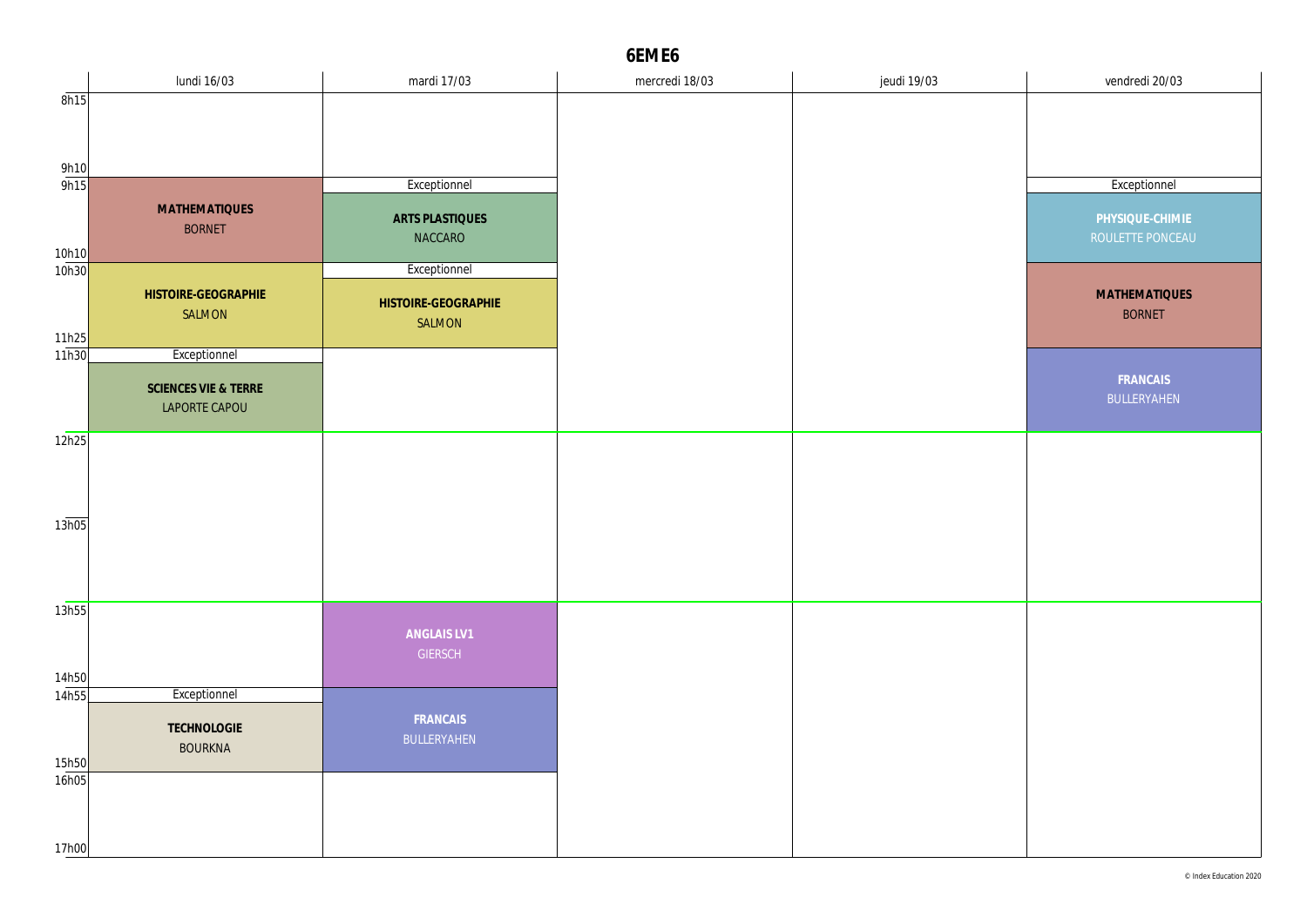# 6EME6

| | lundi 16/03 | mardi 17/03 | mercredi 18/03 | jeudi 19/03 | vendredi 20/03 |
|---|---|---|---|---|---|
| 8h15 - 9h10 | | | | | |
| 9h15 - 10h10 | **MATHEMATIQUES** BORNET | Exceptionnel **ARTS PLASTIQUES** NACCARO | | | Exceptionnel **PHYSIQUE-CHIMIE** ROULETTE PONCEAU |
| 10h30 - 11h25 | **HISTOIRE-GEOGRAPHIE** SALMON | Exceptionnel **HISTOIRE-GEOGRAPHIE** SALMON | | | **MATHEMATIQUES** BORNET |
| 11h30 - 12h25 | Exceptionnel **SCIENCES VIE & TERRE** LAPORTE CAPOU | | | | **FRANCAIS** BULLERYAHEN |
| 12h25 - 13h05 | | | | | |
| 13h05 - 13h55 | | | | | |
| 13h55 - 14h50 | | **ANGLAIS LV1** GIERSCH | | | |
| 14h55 - 15h50 | Exceptionnel **TECHNOLOGIE** BOURKNA | **FRANCAIS** BULLERYAHEN | | | |
| 16h05 - 17h00 | | | | | |

© Index Education 2020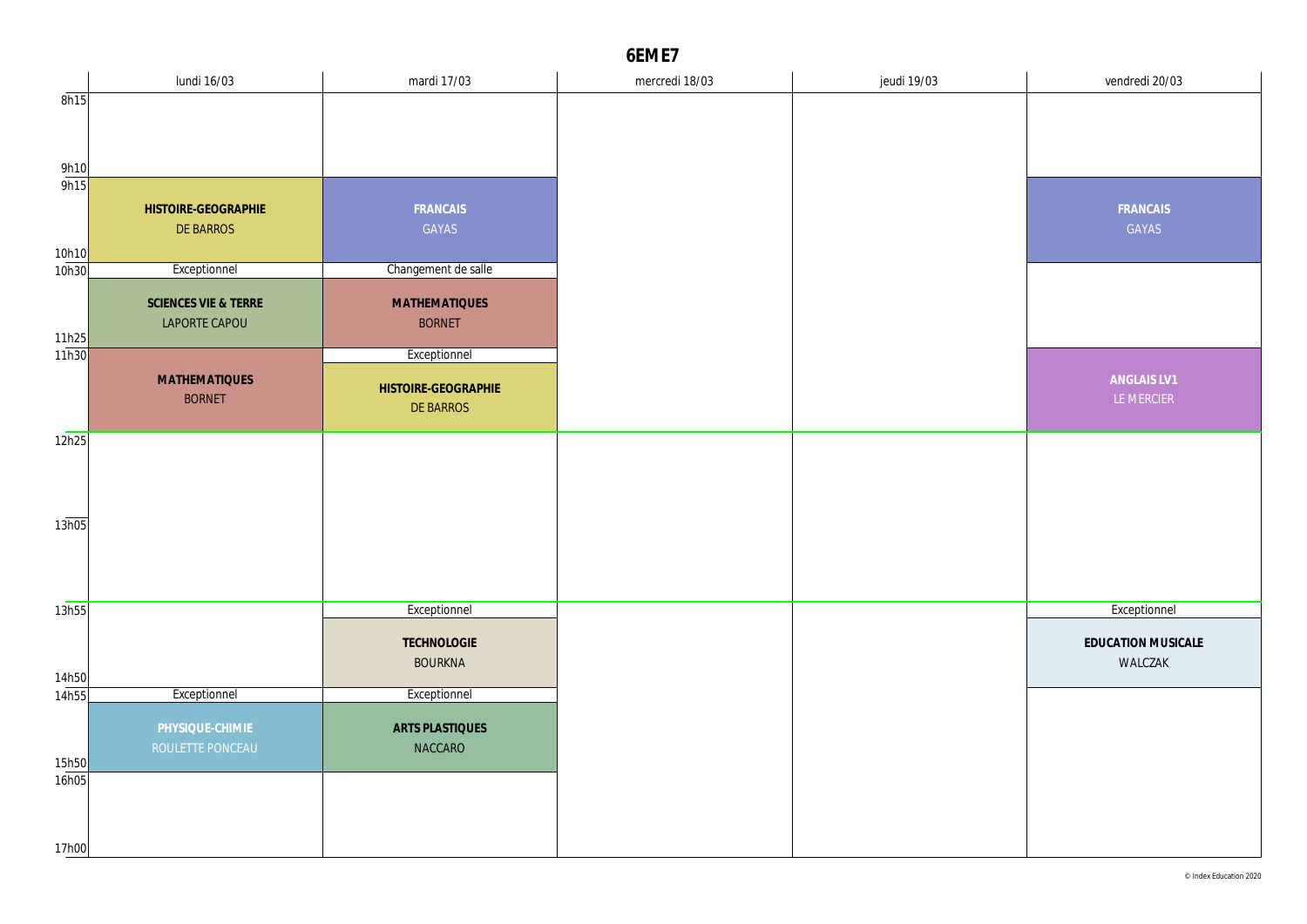# 6EME7

| | lundi 16/03 | mardi 17/03 | mercredi 18/03 | jeudi 19/03 | vendredi 20/03 |
|---|---|---|---|---|---|
| 8h15 - 9h10 | | | | | |
| 9h15 - 10h10 | **HISTOIRE-GEOGRAPHIE** DE BARROS | **FRANCAIS** GAYAS | | | **FRANCAIS** GAYAS |
| 10h30 - 11h25 | Exceptionnel **SCIENCES VIE & TERRE** LAPORTE CAPOU | Changement de salle **MATHEMATIQUES** BORNET | | | |
| 11h30 - 12h25 | **MATHEMATIQUES** BORNET | Exceptionnel **HISTOIRE-GEOGRAPHIE** DE BARROS | | | **ANGLAIS LV1** LE MERCIER |
| 12h25 - 13h05 | | | | | |
| 13h05 - 13h55 | | | | | |
| 13h55 - 14h50 | | Exceptionnel **TECHNOLOGIE** BOURKNA | | | Exceptionnel **EDUCATION MUSICALE** WALCZAK |
| 14h55 - 15h50 | Exceptionnel **PHYSIQUE-CHIMIE** ROULETTE PONCEAU | Exceptionnel **ARTS PLASTIQUES** NACCARO | | | |
| 16h05 - 17h00 | | | | | |

© Index Education 2020